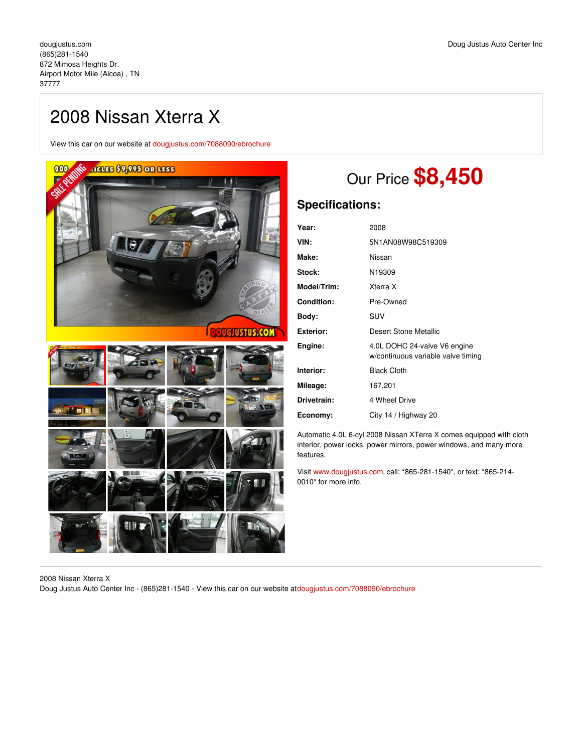dougjustus.com
(865)281-1540
872 Mimosa Heights Dr.
Airport Motor Mile (Alcoa) , TN
37777

Doug Justus Auto Center Inc

# 2008 Nissan Xterra X

View this car on our website at dougjustus.com/7088090/ebrochure

## Our Price **$8,450**

## Specifications:

| | |
|---|---|
| **Year:** | 2008 |
| **VIN:** | 5N1AN08W98C519309 |
| **Make:** | Nissan |
| **Stock:** | N19309 |
| **Model/Trim:** | Xterra X |
| **Condition:** | Pre-Owned |
| **Body:** | SUV |
| **Exterior:** | Desert Stone Metallic |
| **Engine:** | 4.0L DOHC 24-valve V6 engine w/continuous variable valve timing |
| **Interior:** | Black Cloth |
| **Mileage:** | 167,201 |
| **Drivetrain:** | 4 Wheel Drive |
| **Economy:** | City 14 / Highway 20 |

Automatic 4.0L 6-cyl 2008 Nissan XTerra X comes equipped with cloth interior, power locks, power mirrors, power windows, and many more features.

Visit www.dougjustus.com, call: *865-281-1540*, or text: *865-214-0010* for more info.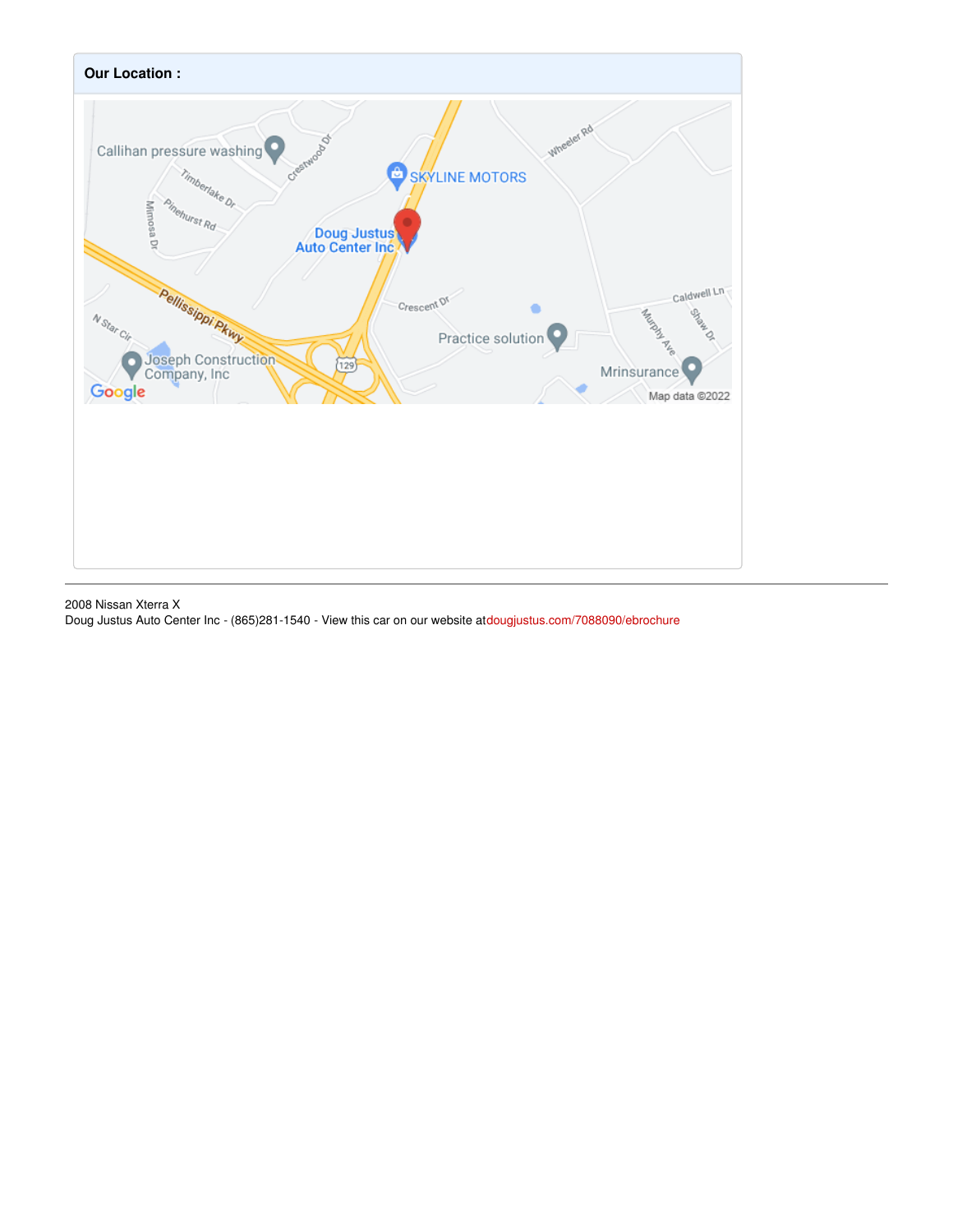**Our Location :**

2008 Nissan Xterra X
Doug Justus Auto Center Inc - (865)281-1540 - View this car on our website atdougjustus.com/7088090/ebrochure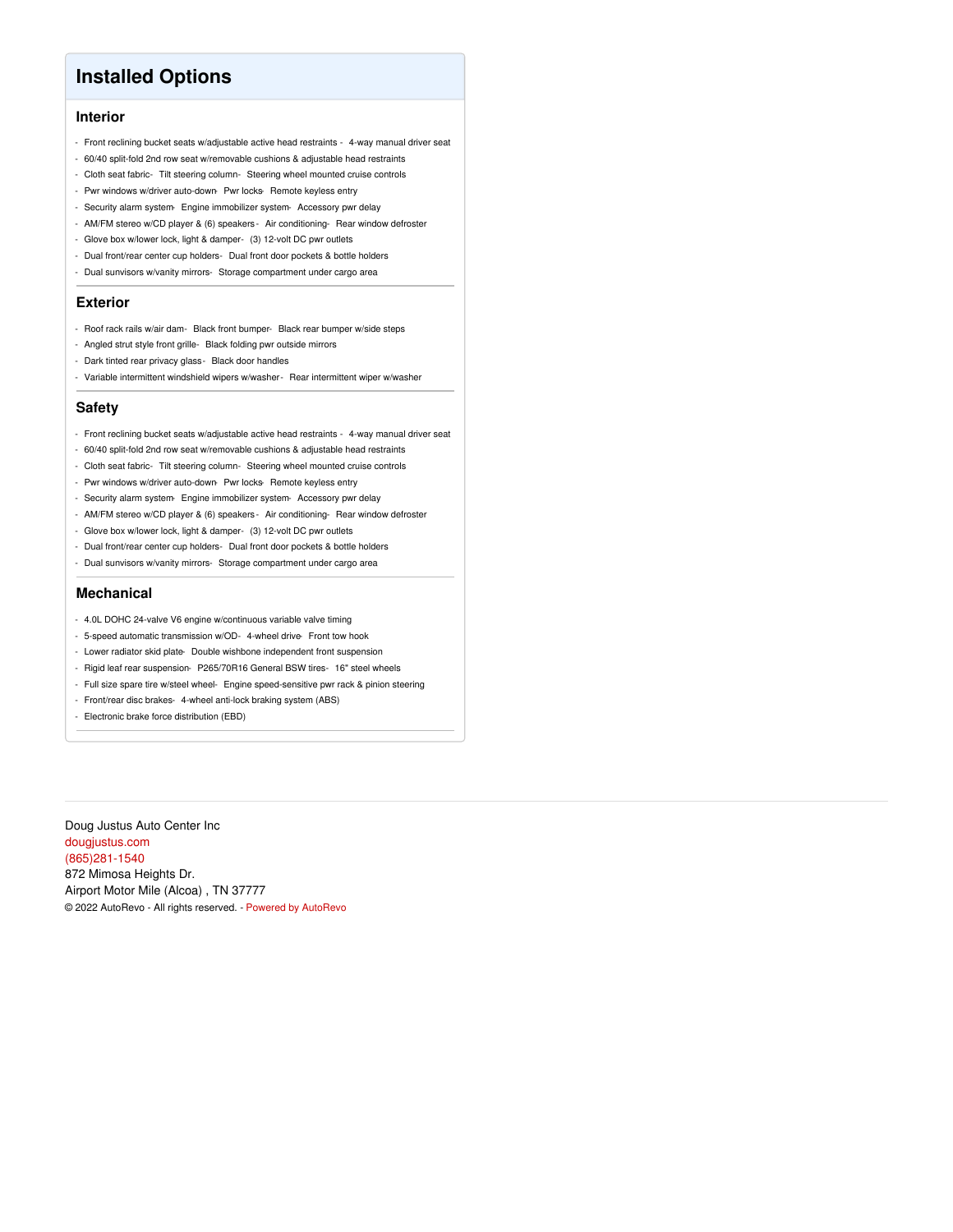# Installed Options

## Interior

- Front reclining bucket seats w/adjustable active head restraints - 4-way manual driver seat
- 60/40 split-fold 2nd row seat w/removable cushions & adjustable head restraints
- Cloth seat fabric- Tilt steering column- Steering wheel mounted cruise controls
- Pwr windows w/driver auto-down- Pwr locks- Remote keyless entry
- Security alarm system- Engine immobilizer system- Accessory pwr delay
- AM/FM stereo w/CD player & (6) speakers - Air conditioning- Rear window defroster
- Glove box w/lower lock, light & damper- (3) 12-volt DC pwr outlets
- Dual front/rear center cup holders- Dual front door pockets & bottle holders
- Dual sunvisors w/vanity mirrors- Storage compartment under cargo area

## Exterior

- Roof rack rails w/air dam- Black front bumper- Black rear bumper w/side steps
- Angled strut style front grille- Black folding pwr outside mirrors
- Dark tinted rear privacy glass - Black door handles
- Variable intermittent windshield wipers w/washer - Rear intermittent wiper w/washer

## Safety

- Front reclining bucket seats w/adjustable active head restraints - 4-way manual driver seat
- 60/40 split-fold 2nd row seat w/removable cushions & adjustable head restraints
- Cloth seat fabric- Tilt steering column- Steering wheel mounted cruise controls
- Pwr windows w/driver auto-down- Pwr locks- Remote keyless entry
- Security alarm system- Engine immobilizer system- Accessory pwr delay
- AM/FM stereo w/CD player & (6) speakers - Air conditioning- Rear window defroster
- Glove box w/lower lock, light & damper- (3) 12-volt DC pwr outlets
- Dual front/rear center cup holders- Dual front door pockets & bottle holders
- Dual sunvisors w/vanity mirrors- Storage compartment under cargo area

## Mechanical

- 4.0L DOHC 24-valve V6 engine w/continuous variable valve timing
- 5-speed automatic transmission w/OD- 4-wheel drive- Front tow hook
- Lower radiator skid plate- Double wishbone independent front suspension
- Rigid leaf rear suspension- P265/70R16 General BSW tires- 16" steel wheels
- Full size spare tire w/steel wheel- Engine speed-sensitive pwr rack & pinion steering
- Front/rear disc brakes- 4-wheel anti-lock braking system (ABS)
- Electronic brake force distribution (EBD)

---

Doug Justus Auto Center Inc
dougjustus.com
(865)281-1540
872 Mimosa Heights Dr.
Airport Motor Mile (Alcoa) , TN 37777
© 2022 AutoRevo - All rights reserved. - Powered by AutoRevo